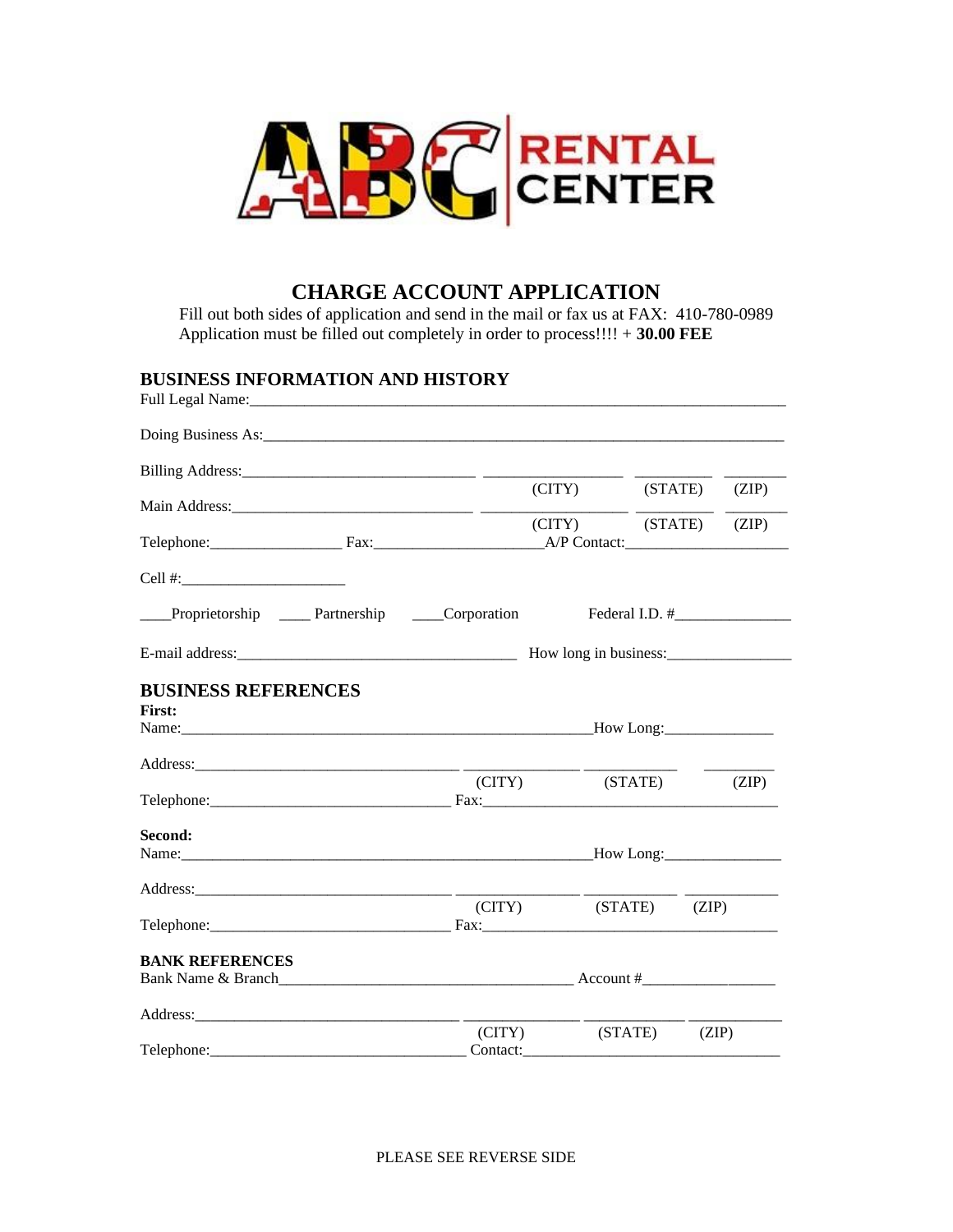ABC RENTAL CENTER

# CHARGE ACCOUNT APPLICATION

Fill out both sides of application and send in the mail or fax us at FAX: 410-780-0989
Application must be filled out completely in order to process!!!! + **30.00 FEE**

## BUSINESS INFORMATION AND HISTORY

Full Legal Name:_______________________________________________________________________

Doing Business As:_____________________________________________________________________

Billing Address:______________________________ __________________ __________ ________
(CITY) (STATE) (ZIP)

Main Address:_______________________________ __________________ __________ ________
(CITY) (STATE) (ZIP)

Telephone:________________ Fax:_____________________A/P Contact:____________________

Cell #:_____________________

____Proprietorship ____ Partnership ____Corporation Federal I.D. #_______________

E-mail address:_____________________________________ How long in business:________________

## BUSINESS REFERENCES

**First:**

Name:_____________________________________________________How Long:_____________

Address:__________________________________ _______________ ____________ _________
(CITY) (STATE) (ZIP)

Telephone:______________________________ Fax:______________________________________

**Second:**

Name:_____________________________________________________How Long:_______________

Address:_________________________________ _______________ ___________ ____________
(CITY) (STATE) (ZIP)

Telephone:______________________________ Fax:______________________________________

### BANK REFERENCES

Bank Name & Branch_____________________________________ Account #_________________

Address:__________________________________ _______________ _____________ ___________
(CITY) (STATE) (ZIP)

Telephone:_________________________________ Contact:_________________________________

PLEASE SEE REVERSE SIDE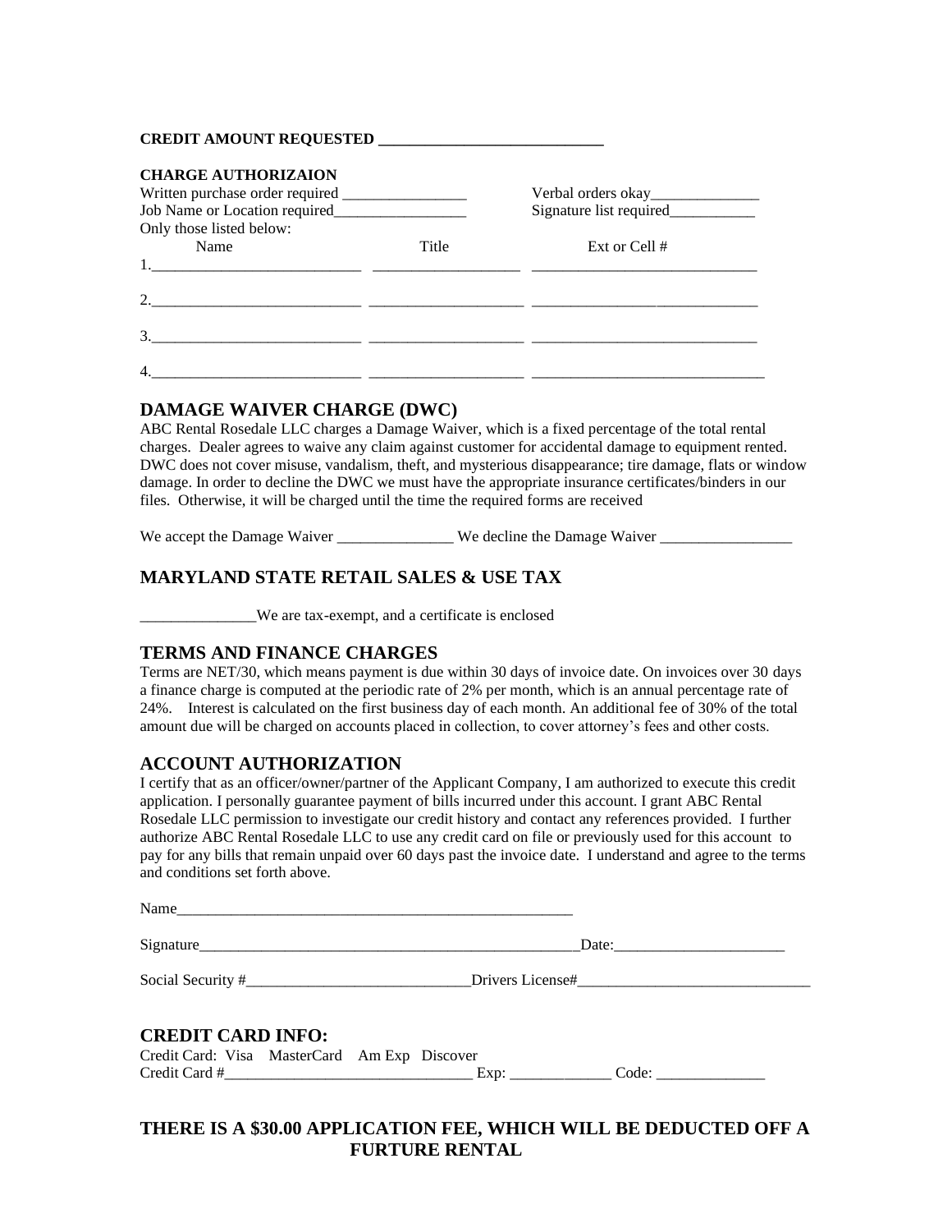**CREDIT AMOUNT REQUESTED ____________________________**

**CHARGE AUTHORIZAION**

Written purchase order required ________________ Verbal orders okay______________

Job Name or Location required_________________ Signature list required___________

Only those listed below:

| Name | Title | Ext or Cell # |
| --- | --- | --- |
| 1.__________________________ | __________________ | ____________________________ |
| 2.__________________________ | ___________________ | ____________________________ |
| 3.__________________________ | ___________________ | ____________________________ |
| 4.__________________________ | ___________________ | _____________________________ |

## DAMAGE WAIVER CHARGE (DWC)

ABC Rental Rosedale LLC charges a Damage Waiver, which is a fixed percentage of the total rental charges. Dealer agrees to waive any claim against customer for accidental damage to equipment rented. DWC does not cover misuse, vandalism, theft, and mysterious disappearance; tire damage, flats or window damage. In order to decline the DWC we must have the appropriate insurance certificates/binders in our files. Otherwise, it will be charged until the time the required forms are received

We accept the Damage Waiver ______________ We decline the Damage Waiver ________________

## MARYLAND STATE RETAIL SALES & USE TAX

______________We are tax-exempt, and a certificate is enclosed

## TERMS AND FINANCE CHARGES

Terms are NET/30, which means payment is due within 30 days of invoice date. On invoices over 30 days a finance charge is computed at the periodic rate of 2% per month, which is an annual percentage rate of 24%. Interest is calculated on the first business day of each month. An additional fee of 30% of the total amount due will be charged on accounts placed in collection, to cover attorney's fees and other costs.

## ACCOUNT AUTHORIZATION

I certify that as an officer/owner/partner of the Applicant Company, I am authorized to execute this credit application. I personally guarantee payment of bills incurred under this account. I grant ABC Rental Rosedale LLC permission to investigate our credit history and contact any references provided. I further authorize ABC Rental Rosedale LLC to use any credit card on file or previously used for this account to pay for any bills that remain unpaid over 60 days past the invoice date. I understand and agree to the terms and conditions set forth above.

Name_____________________________________________________

Signature__________________________________________________Date:_____________________

Social Security #____________________________Drivers License#______________________________

## CREDIT CARD INFO:

Credit Card: Visa MasterCard Am Exp Discover

Credit Card #________________________________ Exp: _____________ Code: ______________

**THERE IS A $30.00 APPLICATION FEE, WHICH WILL BE DEDUCTED OFF A FURTURE RENTAL**